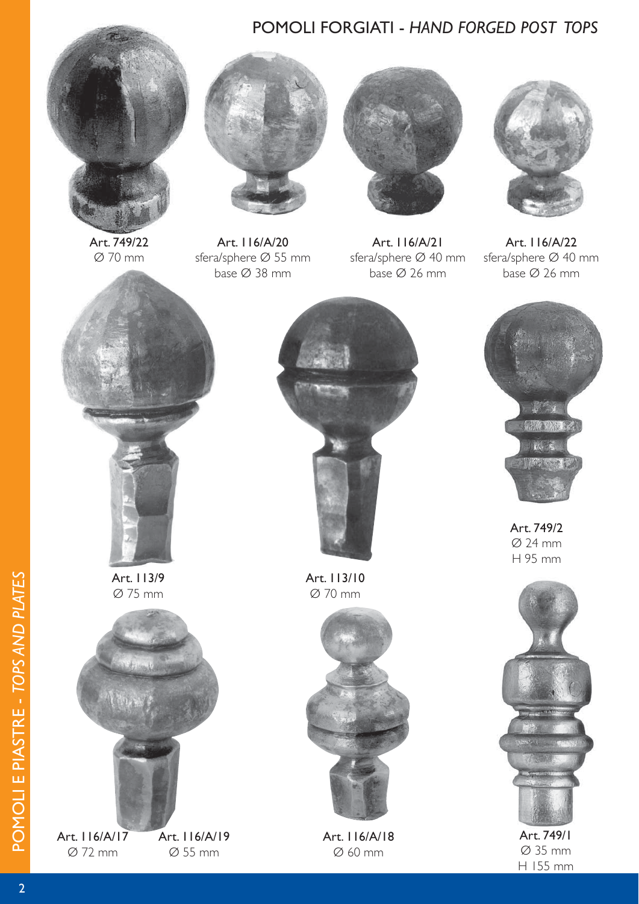# POMOLI FORGIATI - *HAND FORGED POST TOPS*

Art. 749/22
Ø 70 mm

Art. 116/A/20
sfera/sphere Ø 55 mm
base Ø 38 mm

Art. 116/A/21
sfera/sphere Ø 40 mm
base Ø 26 mm

Art. 116/A/22
sfera/sphere Ø 40 mm
base Ø 26 mm

Art. 113/9
Ø 75 mm

Art. 113/10
Ø 70 mm

Art. 749/2
Ø 24 mm
H 95 mm

Art. 116/A/17
Ø 72 mm

Art. 116/A/19
Ø 55 mm

Art. 116/A/18
Ø 60 mm

Art. 749/1
Ø 35 mm
H 155 mm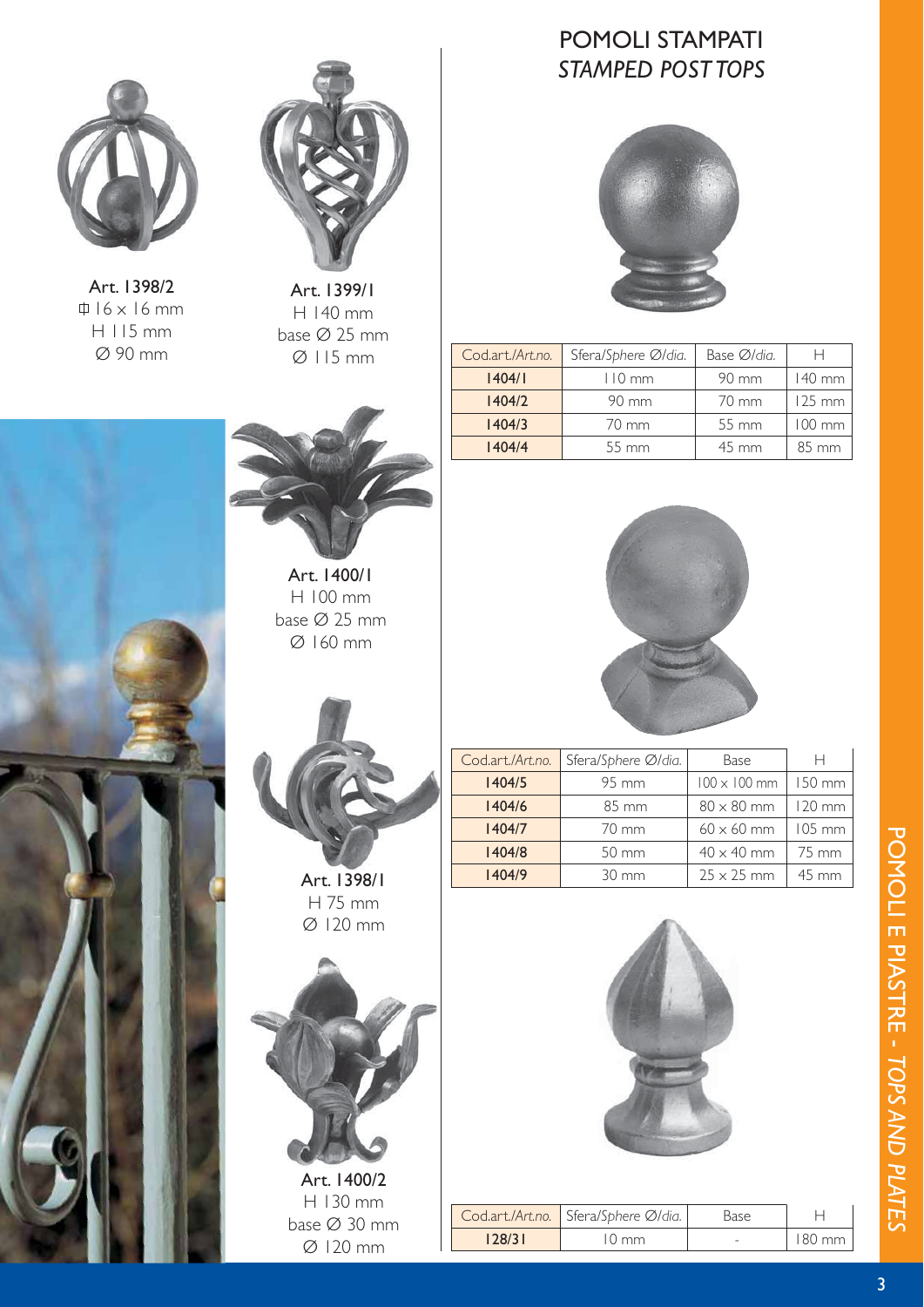Art. 1398/2
⌗ 16 x 16 mm
H 115 mm
Ø 90 mm

Art. 1399/1
H 140 mm
base Ø 25 mm
Ø 115 mm

Art. 1400/1
H 100 mm
base Ø 25 mm
Ø 160 mm

Art. 1398/1
H 75 mm
Ø 120 mm

Art. 1400/2
H 130 mm
base Ø 30 mm
Ø 120 mm

# POMOLI STAMPATI
## *STAMPED POST TOPS*

| Cod.art./*Art.no.* | Sfera/*Sphere Ø/dia.* | Base Ø/*dia.* | H |
|---|---|---|---|
| **1404/1** | 110 mm | 90 mm | 140 mm |
| **1404/2** | 90 mm | 70 mm | 125 mm |
| **1404/3** | 70 mm | 55 mm | 100 mm |
| **1404/4** | 55 mm | 45 mm | 85 mm |

| Cod.art./*Art.no.* | Sfera/*Sphere Ø/dia.* | Base | H |
|---|---|---|---|
| **1404/5** | 95 mm | 100 x 100 mm | 150 mm |
| **1404/6** | 85 mm | 80 x 80 mm | 120 mm |
| **1404/7** | 70 mm | 60 x 60 mm | 105 mm |
| **1404/8** | 50 mm | 40 x 40 mm | 75 mm |
| **1404/9** | 30 mm | 25 x 25 mm | 45 mm |

| Cod.art./*Art.no.* | Sfera/*Sphere Ø/dia.* | Base | H |
|---|---|---|---|
| **128/31** | 10 mm | - | 180 mm |

POMOLI E PIASTRE - *TOPS AND PLATES*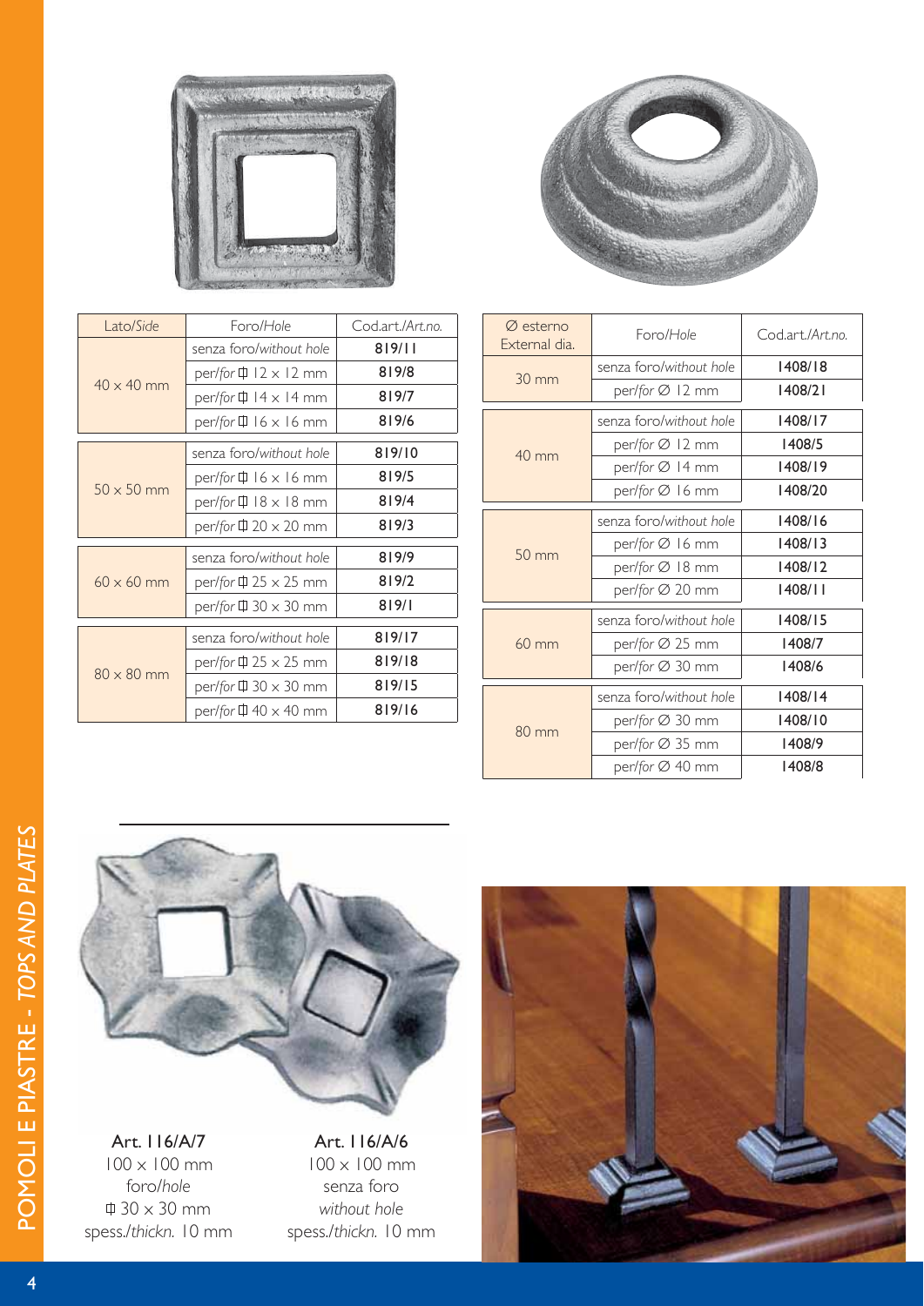| Lato/*Side* | Foro/*Hole* | Cod.art./*Art.no.* |
|---|---|---|
| 40 × 40 mm | senza foro/*without hole* | 819/11 |
| | per/*for* ⌗ 12 × 12 mm | 819/8 |
| | per/*for* ⌗ 14 × 14 mm | 819/7 |
| | per/*for* ⌗ 16 × 16 mm | 819/6 |
| 50 × 50 mm | senza foro/*without hole* | 819/10 |
| | per/*for* ⌗ 16 × 16 mm | 819/5 |
| | per/*for* ⌗ 18 × 18 mm | 819/4 |
| | per/*for* ⌗ 20 × 20 mm | 819/3 |
| 60 × 60 mm | senza foro/*without hole* | 819/9 |
| | per/*for* ⌗ 25 × 25 mm | 819/2 |
| | per/*for* ⌗ 30 × 30 mm | 819/1 |
| 80 × 80 mm | senza foro/*without hole* | 819/17 |
| | per/*for* ⌗ 25 × 25 mm | 819/18 |
| | per/*for* ⌗ 30 × 30 mm | 819/15 |
| | per/*for* ⌗ 40 × 40 mm | 819/16 |

| ∅ esterno *External dia.* | Foro/*Hole* | Cod.art./*Art.no.* |
|---|---|---|
| 30 mm | senza foro/*without hole* | 1408/18 |
| | per/*for* ∅ 12 mm | 1408/21 |
| 40 mm | senza foro/*without hole* | 1408/17 |
| | per/*for* ∅ 12 mm | 1408/5 |
| | per/*for* ∅ 14 mm | 1408/19 |
| | per/*for* ∅ 16 mm | 1408/20 |
| 50 mm | senza foro/*without hole* | 1408/16 |
| | per/*for* ∅ 16 mm | 1408/13 |
| | per/*for* ∅ 18 mm | 1408/12 |
| | per/*for* ∅ 20 mm | 1408/11 |
| 60 mm | senza foro/*without hole* | 1408/15 |
| | per/*for* ∅ 25 mm | 1408/7 |
| | per/*for* ∅ 30 mm | 1408/6 |
| 80 mm | senza foro/*without hole* | 1408/14 |
| | per/*for* ∅ 30 mm | 1408/10 |
| | per/*for* ∅ 35 mm | 1408/9 |
| | per/*for* ∅ 40 mm | 1408/8 |

**Art. 116/A/7**
100 × 100 mm
foro/*hole*
⌗ 30 × 30 mm
spess./*thickn.* 10 mm

**Art. 116/A/6**
100 × 100 mm
senza foro
*without hole*
spess./*thickn.* 10 mm

POMOLI E PIASTRE - *TOPS AND PLATES*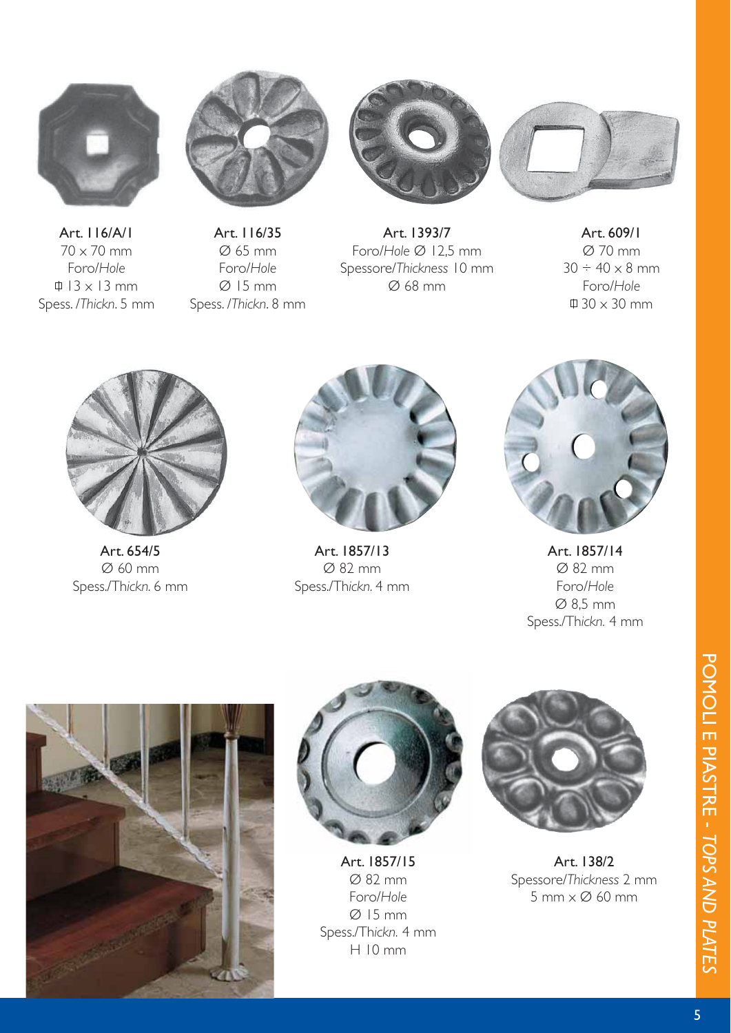**Art. 116/A/1**
70 x 70 mm
Foro/*Hole*
⌑ 13 x 13 mm
Spess. /*Thickn.* 5 mm

**Art. 116/35**
Ø 65 mm
Foro/*Hole*
Ø 15 mm
Spess. /*Thickn.* 8 mm

**Art. 1393/7**
Foro/*Hole* Ø 12,5 mm
Spessore/*Thickness* 10 mm
Ø 68 mm

**Art. 609/1**
Ø 70 mm
30 ÷ 40 x 8 mm
Foro/*Hole*
⌑ 30 x 30 mm

**Art. 654/5**
Ø 60 mm
Spess./Th*ickn.* 6 mm

**Art. 1857/13**
Ø 82 mm
Spess./Th*ickn.* 4 mm

**Art. 1857/14**
Ø 82 mm
Foro/*Hole*
Ø 8,5 mm
Spess./Th*ickn.* 4 mm

**Art. 1857/15**
Ø 82 mm
Foro/*Hole*
Ø 15 mm
Spess./Th*ickn.* 4 mm
H 10 mm

**Art. 138/2**
Spessore/*Thickness* 2 mm
5 mm x Ø 60 mm

POMOLI E PIASTRE - *TOPS AND PLATES*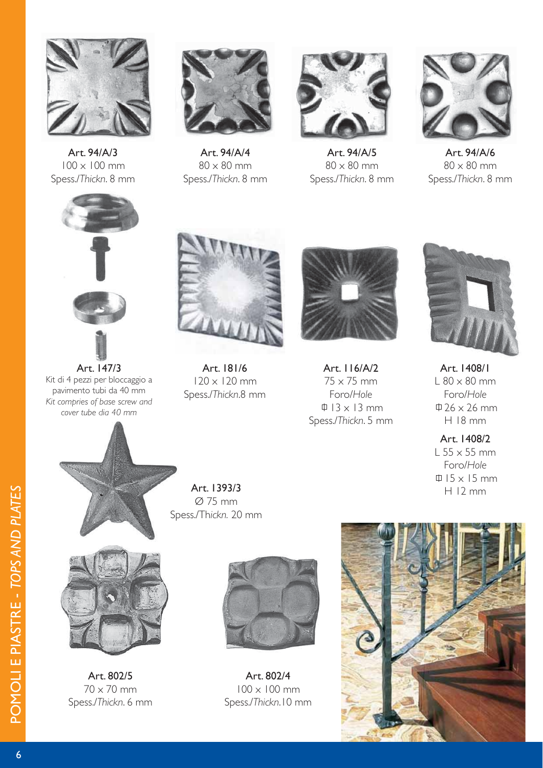**Art. 94/A/3**
100 × 100 mm
Spess./*Thickn*. 8 mm

**Art. 94/A/4**
80 × 80 mm
Spess./*Thickn*. 8 mm

**Art. 94/A/5**
80 × 80 mm
Spess./*Thickn*. 8 mm

**Art. 94/A/6**
80 × 80 mm
Spess./*Thickn*. 8 mm

**Art. 147/3**
Kit di 4 pezzi per bloccaggio a pavimento tubi da 40 mm
*Kit compries of base screw and cover tube dia 40 mm*

**Art. 181/6**
120 × 120 mm
Spess./*Thickn*.8 mm

**Art. 116/A/2**
75 × 75 mm
Foro/*Hole*
⌑ 13 × 13 mm
Spess./*Thickn*. 5 mm

**Art. 1408/1**
L 80 × 80 mm
Foro/*Hole*
⌑ 26 × 26 mm
H 18 mm

**Art. 1408/2**
L 55 × 55 mm
Foro/*Hole*
⌑ 15 × 15 mm
H 12 mm

**Art. 1393/3**
Ø 75 mm
Spess./Th*ickn.* 20 mm

**Art. 802/5**
70 × 70 mm
Spess./*Thickn*. 6 mm

**Art. 802/4**
100 × 100 mm
Spess./*Thickn*.10 mm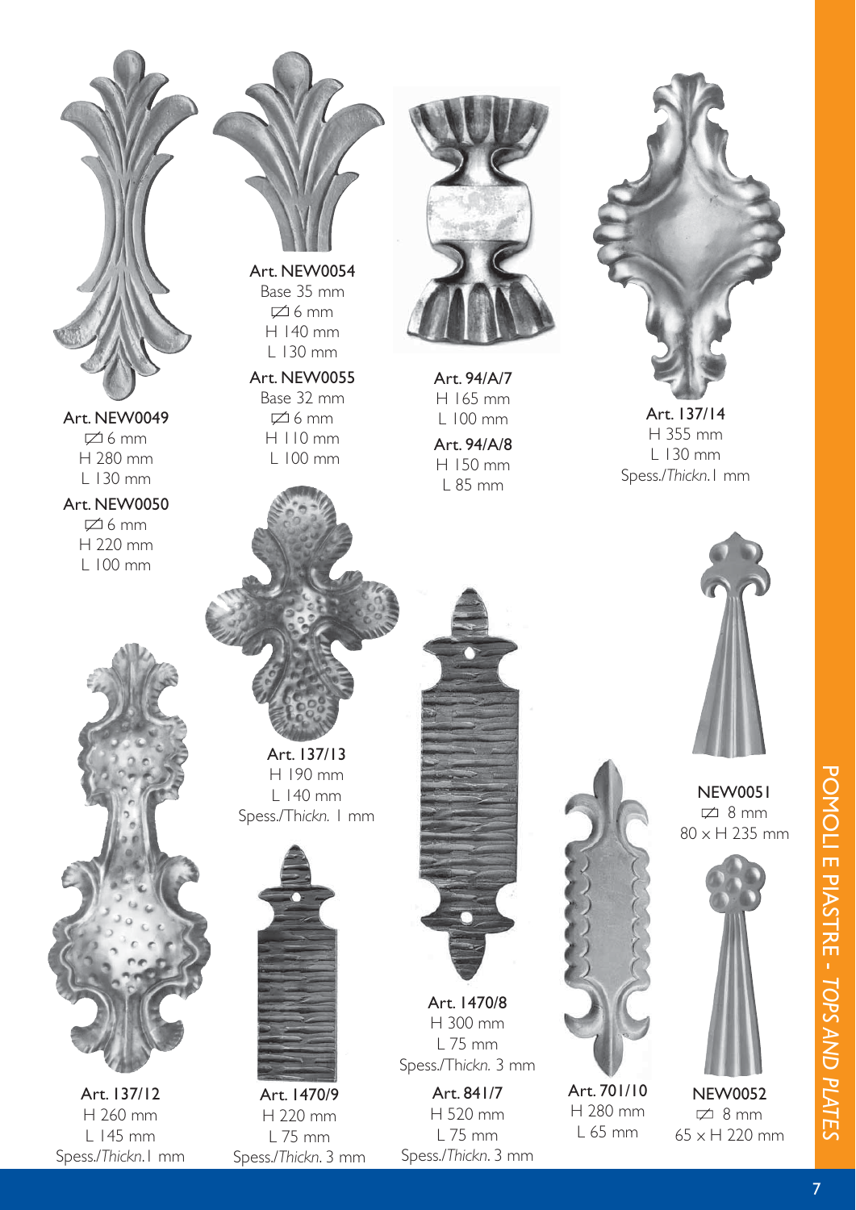## POMOLI E PIASTRE - *TOPS AND PLATES*

**Art. NEW0049**
⌀ 6 mm
H 280 mm
L 130 mm

**Art. NEW0050**
⌀ 6 mm
H 220 mm
L 100 mm

**Art. NEW0054**
Base 35 mm
⌀ 6 mm
H 140 mm
L 130 mm

**Art. NEW0055**
Base 32 mm
⌀ 6 mm
H 110 mm
L 100 mm

**Art. 94/A/7**
H 165 mm
L 100 mm

**Art. 94/A/8**
H 150 mm
L 85 mm

**Art. 137/14**
H 355 mm
L 130 mm
Spess./*Thickn.* 1 mm

**Art. 137/13**
H 190 mm
L 140 mm
Spess./*Thickn.* 1 mm

**NEW0051**
⌀ 8 mm
80 x H 235 mm

**Art. 137/12**
H 260 mm
L 145 mm
Spess./*Thickn.* 1 mm

**Art. 1470/9**
H 220 mm
L 75 mm
Spess./*Thickn.* 3 mm

**Art. 1470/8**
H 300 mm
L 75 mm
Spess./*Thickn.* 3 mm

**Art. 841/7**
H 520 mm
L 75 mm
Spess./*Thickn.* 3 mm

**Art. 701/10**
H 280 mm
L 65 mm

**NEW0052**
⌀ 8 mm
65 x H 220 mm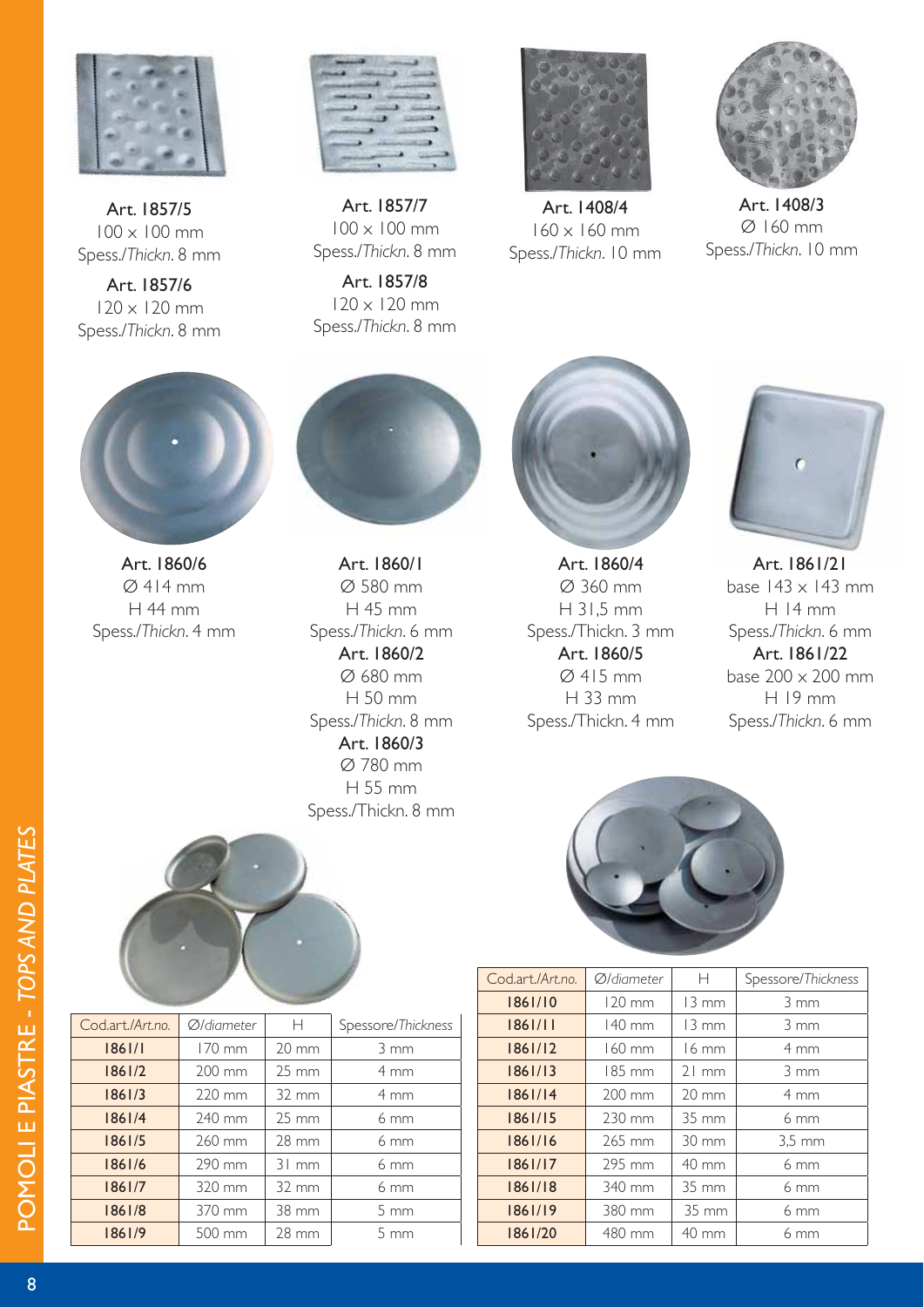**Art. 1857/5**
100 × 100 mm
Spess./*Thickn.* 8 mm

**Art. 1857/6**
120 × 120 mm
Spess./*Thickn.* 8 mm

**Art. 1857/7**
100 × 100 mm
Spess./*Thickn.* 8 mm

**Art. 1857/8**
120 × 120 mm
Spess./*Thickn.* 8 mm

**Art. 1408/4**
160 × 160 mm
Spess./*Thickn.* 10 mm

**Art. 1408/3**
Ø 160 mm
Spess./*Thickn.* 10 mm

**Art. 1860/6**
Ø 414 mm
H 44 mm
Spess./*Thickn.* 4 mm

**Art. 1860/1**
Ø 580 mm
H 45 mm
Spess./*Thickn.* 6 mm

**Art. 1860/2**
Ø 680 mm
H 50 mm
Spess./*Thickn.* 8 mm

**Art. 1860/3**
Ø 780 mm
H 55 mm
Spess./Thickn. 8 mm

**Art. 1860/4**
Ø 360 mm
H 31,5 mm
Spess./Thickn. 3 mm

**Art. 1860/5**
Ø 415 mm
H 33 mm
Spess./Thickn. 4 mm

**Art. 1861/21**
base 143 × 143 mm
H 14 mm
Spess./*Thickn.* 6 mm

**Art. 1861/22**
base 200 × 200 mm
H 19 mm
Spess./*Thickn.* 6 mm

| Cod.art./*Art.no.* | Ø/*diameter* | H | Spessore/*Thickness* |
|---|---|---|---|
| **1861/1** | 170 mm | 20 mm | 3 mm |
| **1861/2** | 200 mm | 25 mm | 4 mm |
| **1861/3** | 220 mm | 32 mm | 4 mm |
| **1861/4** | 240 mm | 25 mm | 6 mm |
| **1861/5** | 260 mm | 28 mm | 6 mm |
| **1861/6** | 290 mm | 31 mm | 6 mm |
| **1861/7** | 320 mm | 32 mm | 6 mm |
| **1861/8** | 370 mm | 38 mm | 5 mm |
| **1861/9** | 500 mm | 28 mm | 5 mm |

| Cod.art./*Art.no.* | Ø/*diameter* | H | Spessore/*Thickness* |
|---|---|---|---|
| **1861/10** | 120 mm | 13 mm | 3 mm |
| **1861/11** | 140 mm | 13 mm | 3 mm |
| **1861/12** | 160 mm | 16 mm | 4 mm |
| **1861/13** | 185 mm | 21 mm | 3 mm |
| **1861/14** | 200 mm | 20 mm | 4 mm |
| **1861/15** | 230 mm | 35 mm | 6 mm |
| **1861/16** | 265 mm | 30 mm | 3,5 mm |
| **1861/17** | 295 mm | 40 mm | 6 mm |
| **1861/18** | 340 mm | 35 mm | 6 mm |
| **1861/19** | 380 mm | 35 mm | 6 mm |
| **1861/20** | 480 mm | 40 mm | 6 mm |